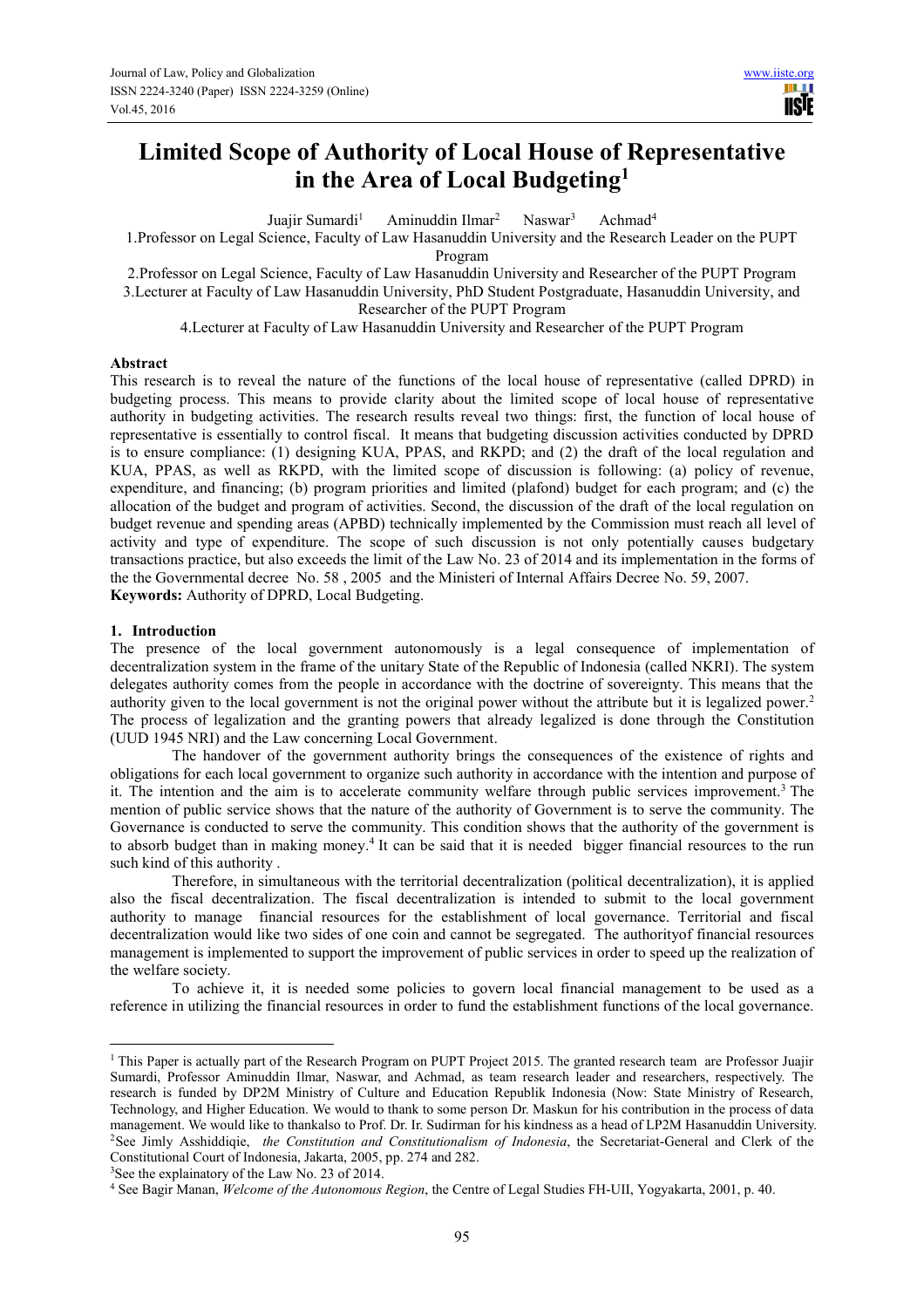# Limited Scope of Authority of Local House of Representative in the Area of Local Budgeting[1]

Juajir Sumardi[1] Aminuddin Ilmar[2] Naswar[3] Achmad[4]

1.Professor on Legal Science, Faculty of Law Hasanuddin University and the Research Leader on the PUPT Program

2.Professor on Legal Science, Faculty of Law Hasanuddin University and Researcher of the PUPT Program

3.Lecturer at Faculty of Law Hasanuddin University, PhD Student Postgraduate, Hasanuddin University, and Researcher of the PUPT Program

4.Lecturer at Faculty of Law Hasanuddin University and Researcher of the PUPT Program

## Abstract

This research is to reveal the nature of the functions of the local house of representative (called DPRD) in budgeting process. This means to provide clarity about the limited scope of local house of representative authority in budgeting activities. The research results reveal two things: first, the function of local house of representative is essentially to control fiscal. It means that budgeting discussion activities conducted by DPRD is to ensure compliance: (1) designing KUA, PPAS, and RKPD; and (2) the draft of the local regulation and KUA, PPAS, as well as RKPD, with the limited scope of discussion is following: (a) policy of revenue, expenditure, and financing; (b) program priorities and limited (plafond) budget for each program; and (c) the allocation of the budget and program of activities. Second, the discussion of the draft of the local regulation on budget revenue and spending areas (APBD) technically implemented by the Commission must reach all level of activity and type of expenditure. The scope of such discussion is not only potentially causes budgetary transactions practice, but also exceeds the limit of the Law No. 23 of 2014 and its implementation in the forms of the the Governmental decree No. 58 , 2005 and the Ministeri of Internal Affairs Decree No. 59, 2007.

**Keywords:** Authority of DPRD, Local Budgeting.

## 1. Introduction

The presence of the local government autonomously is a legal consequence of implementation of decentralization system in the frame of the unitary State of the Republic of Indonesia (called NKRI). The system delegates authority comes from the people in accordance with the doctrine of sovereignty. This means that the authority given to the local government is not the original power without the attribute but it is legalized power.[2] The process of legalization and the granting powers that already legalized is done through the Constitution (UUD 1945 NRI) and the Law concerning Local Government.

The handover of the government authority brings the consequences of the existence of rights and obligations for each local government to organize such authority in accordance with the intention and purpose of it. The intention and the aim is to accelerate community welfare through public services improvement.[3] The mention of public service shows that the nature of the authority of Government is to serve the community. The Governance is conducted to serve the community. This condition shows that the authority of the government is to absorb budget than in making money.[4] It can be said that it is needed bigger financial resources to the run such kind of this authority .

Therefore, in simultaneous with the territorial decentralization (political decentralization), it is applied also the fiscal decentralization. The fiscal decentralization is intended to submit to the local government authority to manage financial resources for the establishment of local governance. Territorial and fiscal decentralization would like two sides of one coin and cannot be segregated. The authorityof financial resources management is implemented to support the improvement of public services in order to speed up the realization of the welfare society.

To achieve it, it is needed some policies to govern local financial management to be used as a reference in utilizing the financial resources in order to fund the establishment functions of the local governance.

---

[1] This Paper is actually part of the Research Program on PUPT Project 2015. The granted research team are Professor Juajir Sumardi, Professor Aminuddin Ilmar, Naswar, and Achmad, as team research leader and researchers, respectively. The research is funded by DP2M Ministry of Culture and Education Republik Indonesia (Now: State Ministry of Research, Technology, and Higher Education. We would to thank to some person Dr. Maskun for his contribution in the process of data management. We would like to thankalso to Prof. Dr. Ir. Sudirman for his kindness as a head of LP2M Hasanuddin University.

[2] See Jimly Asshiddiqie, *the Constitution and Constitutionalism of Indonesia*, the Secretariat-General and Clerk of the Constitutional Court of Indonesia, Jakarta, 2005, pp. 274 and 282.

[3] See the explainatory of the Law No. 23 of 2014.

[4] See Bagir Manan, *Welcome of the Autonomous Region*, the Centre of Legal Studies FH-UII, Yogyakarta, 2001, p. 40.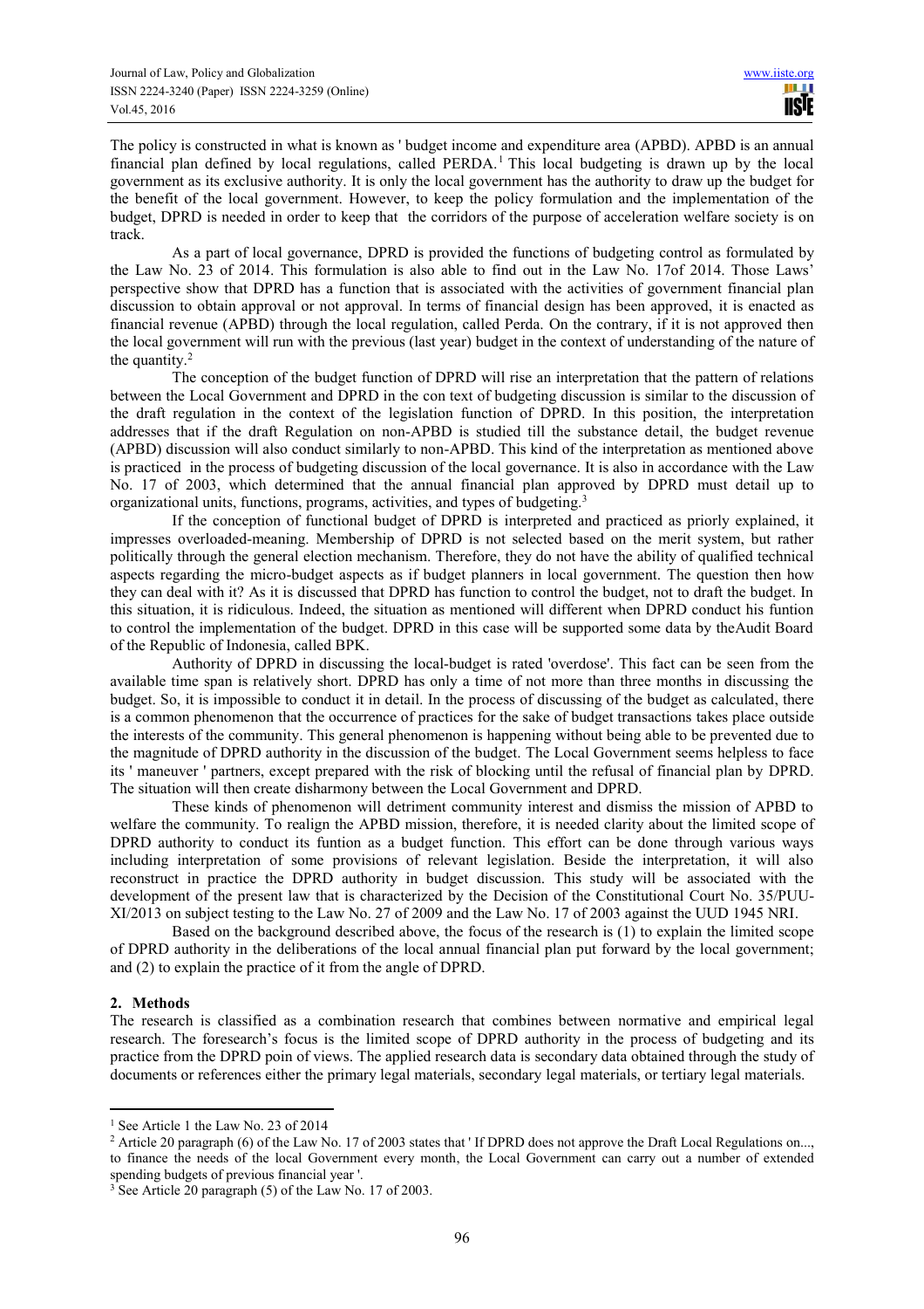The policy is constructed in what is known as ' budget income and expenditure area (APBD). APBD is an annual financial plan defined by local regulations, called PERDA.[1] This local budgeting is drawn up by the local government as its exclusive authority. It is only the local government has the authority to draw up the budget for the benefit of the local government. However, to keep the policy formulation and the implementation of the budget, DPRD is needed in order to keep that the corridors of the purpose of acceleration welfare society is on track.

As a part of local governance, DPRD is provided the functions of budgeting control as formulated by the Law No. 23 of 2014. This formulation is also able to find out in the Law No. 17of 2014. Those Laws' perspective show that DPRD has a function that is associated with the activities of government financial plan discussion to obtain approval or not approval. In terms of financial design has been approved, it is enacted as financial revenue (APBD) through the local regulation, called Perda. On the contrary, if it is not approved then the local government will run with the previous (last year) budget in the context of understanding of the nature of the quantity.[2]

The conception of the budget function of DPRD will rise an interpretation that the pattern of relations between the Local Government and DPRD in the con text of budgeting discussion is similar to the discussion of the draft regulation in the context of the legislation function of DPRD. In this position, the interpretation addresses that if the draft Regulation on non-APBD is studied till the substance detail, the budget revenue (APBD) discussion will also conduct similarly to non-APBD. This kind of the interpretation as mentioned above is practiced in the process of budgeting discussion of the local governance. It is also in accordance with the Law No. 17 of 2003, which determined that the annual financial plan approved by DPRD must detail up to organizational units, functions, programs, activities, and types of budgeting.[3]

If the conception of functional budget of DPRD is interpreted and practiced as priorly explained, it impresses overloaded-meaning. Membership of DPRD is not selected based on the merit system, but rather politically through the general election mechanism. Therefore, they do not have the ability of qualified technical aspects regarding the micro-budget aspects as if budget planners in local government. The question then how they can deal with it? As it is discussed that DPRD has function to control the budget, not to draft the budget. In this situation, it is ridiculous. Indeed, the situation as mentioned will different when DPRD conduct his funtion to control the implementation of the budget. DPRD in this case will be supported some data by theAudit Board of the Republic of Indonesia, called BPK.

Authority of DPRD in discussing the local-budget is rated 'overdose'. This fact can be seen from the available time span is relatively short. DPRD has only a time of not more than three months in discussing the budget. So, it is impossible to conduct it in detail. In the process of discussing of the budget as calculated, there is a common phenomenon that the occurrence of practices for the sake of budget transactions takes place outside the interests of the community. This general phenomenon is happening without being able to be prevented due to the magnitude of DPRD authority in the discussion of the budget. The Local Government seems helpless to face its ' maneuver ' partners, except prepared with the risk of blocking until the refusal of financial plan by DPRD. The situation will then create disharmony between the Local Government and DPRD.

These kinds of phenomenon will detriment community interest and dismiss the mission of APBD to welfare the community. To realign the APBD mission, therefore, it is needed clarity about the limited scope of DPRD authority to conduct its funtion as a budget function. This effort can be done through various ways including interpretation of some provisions of relevant legislation. Beside the interpretation, it will also reconstruct in practice the DPRD authority in budget discussion. This study will be associated with the development of the present law that is characterized by the Decision of the Constitutional Court No. 35/PUU-XI/2013 on subject testing to the Law No. 27 of 2009 and the Law No. 17 of 2003 against the UUD 1945 NRI.

Based on the background described above, the focus of the research is (1) to explain the limited scope of DPRD authority in the deliberations of the local annual financial plan put forward by the local government; and (2) to explain the practice of it from the angle of DPRD.

## 2. Methods

The research is classified as a combination research that combines between normative and empirical legal research. The foresearch's focus is the limited scope of DPRD authority in the process of budgeting and its practice from the DPRD point of views. The applied research data is secondary data obtained through the study of documents or references either the primary legal materials, secondary legal materials, or tertiary legal materials.

---

[1] See Article 1 the Law No. 23 of 2014

[2] Article 20 paragraph (6) of the Law No. 17 of 2003 states that ' If DPRD does not approve the Draft Local Regulations on..., to finance the needs of the local Government every month, the Local Government can carry out a number of extended spending budgets of previous financial year '.

[3] See Article 20 paragraph (5) of the Law No. 17 of 2003.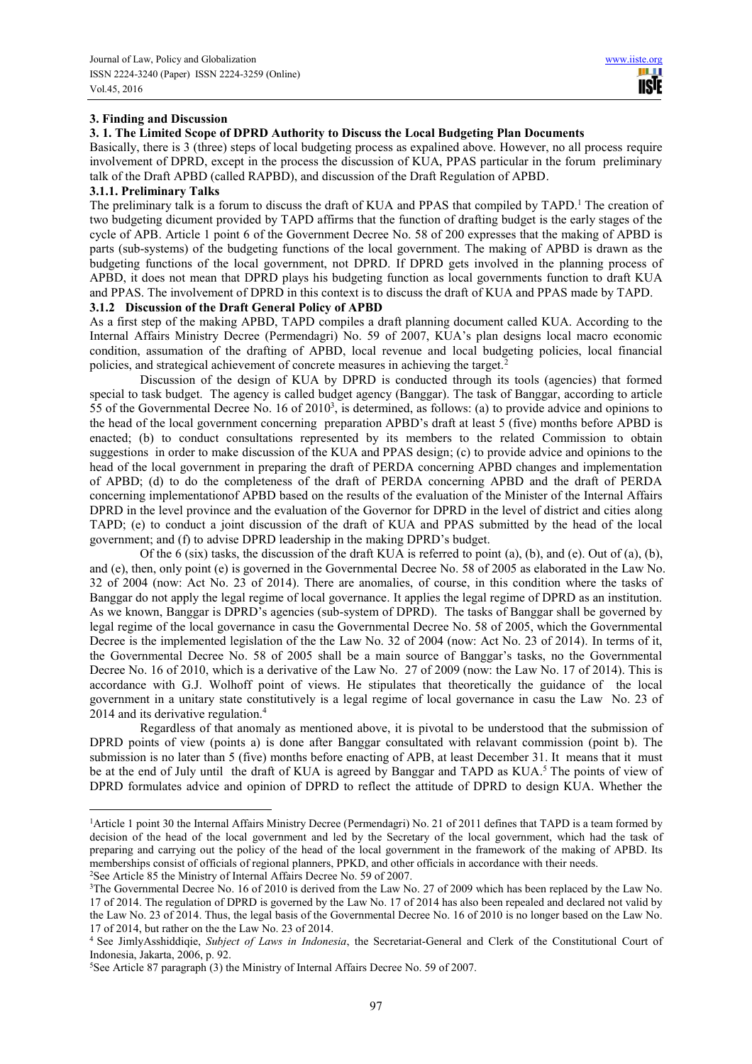## 3. Finding and Discussion

### 3. 1. The Limited Scope of DPRD Authority to Discuss the Local Budgeting Plan Documents

Basically, there is 3 (three) steps of local budgeting process as expalined above. However, no all process require involvement of DPRD, except in the process the discussion of KUA, PPAS particular in the forum preliminary talk of the Draft APBD (called RAPBD), and discussion of the Draft Regulation of APBD.

#### 3.1.1. Preliminary Talks

The preliminary talk is a forum to discuss the draft of KUA and PPAS that compiled by TAPD.[1] The creation of two budgeting dicument provided by TAPD affirms that the function of drafting budget is the early stages of the cycle of APB. Article 1 point 6 of the Government Decree No. 58 of 200 expresses that the making of APBD is parts (sub-systems) of the budgeting functions of the local government. The making of APBD is drawn as the budgeting functions of the local government, not DPRD. If DPRD gets involved in the planning process of APBD, it does not mean that DPRD plays his budgeting function as local governments function to draft KUA and PPAS. The involvement of DPRD in this context is to discuss the draft of KUA and PPAS made by TAPD.

#### 3.1.2 Discussion of the Draft General Policy of APBD

As a first step of the making APBD, TAPD compiles a draft planning document called KUA. According to the Internal Affairs Ministry Decree (Permendagri) No. 59 of 2007, KUA's plan designs local macro economic condition, assumation of the drafting of APBD, local revenue and local budgeting policies, local financial policies, and strategical achievement of concrete measures in achieving the target.[2]

Discussion of the design of KUA by DPRD is conducted through its tools (agencies) that formed special to task budget. The agency is called budget agency (Banggar). The task of Banggar, according to article 55 of the Governmental Decree No. 16 of 2010[3], is determined, as follows: (a) to provide advice and opinions to the head of the local government concerning preparation APBD's draft at least 5 (five) months before APBD is enacted; (b) to conduct consultations represented by its members to the related Commission to obtain suggestions in order to make discussion of the KUA and PPAS design; (c) to provide advice and opinions to the head of the local government in preparing the draft of PERDA concerning APBD changes and implementation of APBD; (d) to do the completeness of the draft of PERDA concerning APBD and the draft of PERDA concerning implementationof APBD based on the results of the evaluation of the Minister of the Internal Affairs DPRD in the level province and the evaluation of the Governor for DPRD in the level of district and cities along TAPD; (e) to conduct a joint discussion of the draft of KUA and PPAS submitted by the head of the local government; and (f) to advise DPRD leadership in the making DPRD's budget.

Of the 6 (six) tasks, the discussion of the draft KUA is referred to point (a), (b), and (e). Out of (a), (b), and (e), then, only point (e) is governed in the Governmental Decree No. 58 of 2005 as elaborated in the Law No. 32 of 2004 (now: Act No. 23 of 2014). There are anomalies, of course, in this condition where the tasks of Banggar do not apply the legal regime of local governance. It applies the legal regime of DPRD as an institution. As we known, Banggar is DPRD's agencies (sub-system of DPRD). The tasks of Banggar shall be governed by legal regime of the local governance in casu the Governmental Decree No. 58 of 2005, which the Governmental Decree is the implemented legislation of the the Law No. 32 of 2004 (now: Act No. 23 of 2014). In terms of it, the Governmental Decree No. 58 of 2005 shall be a main source of Banggar's tasks, no the Governmental Decree No. 16 of 2010, which is a derivative of the Law No. 27 of 2009 (now: the Law No. 17 of 2014). This is accordance with G.J. Wolhoff point of views. He stipulates that theoretically the guidance of the local government in a unitary state constitutively is a legal regime of local governance in casu the Law No. 23 of 2014 and its derivative regulation.[4]

Regardless of that anomaly as mentioned above, it is pivotal to be understood that the submission of DPRD points of view (points a) is done after Banggar consultated with relavant commission (point b). The submission is no later than 5 (five) months before enacting of APB, at least December 31. It means that it must be at the end of July until the draft of KUA is agreed by Banggar and TAPD as KUA.[5] The points of view of DPRD formulates advice and opinion of DPRD to reflect the attitude of DPRD to design KUA. Whether the

---

[1]Article 1 point 30 the Internal Affairs Ministry Decree (Permendagri) No. 21 of 2011 defines that TAPD is a team formed by decision of the head of the local government and led by the Secretary of the local government, which had the task of preparing and carrying out the policy of the head of the local government in the framework of the making of APBD. Its memberships consist of officials of regional planners, PPKD, and other officials in accordance with their needs.

[2]See Article 85 the Ministry of Internal Affairs Decree No. 59 of 2007.

[3]The Governmental Decree No. 16 of 2010 is derived from the Law No. 27 of 2009 which has been replaced by the Law No. 17 of 2014. The regulation of DPRD is governed by the Law No. 17 of 2014 has also been repealed and declared not valid by the Law No. 23 of 2014. Thus, the legal basis of the Governmental Decree No. 16 of 2010 is no longer based on the Law No. 17 of 2014, but rather on the the Law No. 23 of 2014.

[4] See JimlyAsshiddiqie, *Subject of Laws in Indonesia*, the Secretariat-General and Clerk of the Constitutional Court of Indonesia, Jakarta, 2006, p. 92.

[5]See Article 87 paragraph (3) the Ministry of Internal Affairs Decree No. 59 of 2007.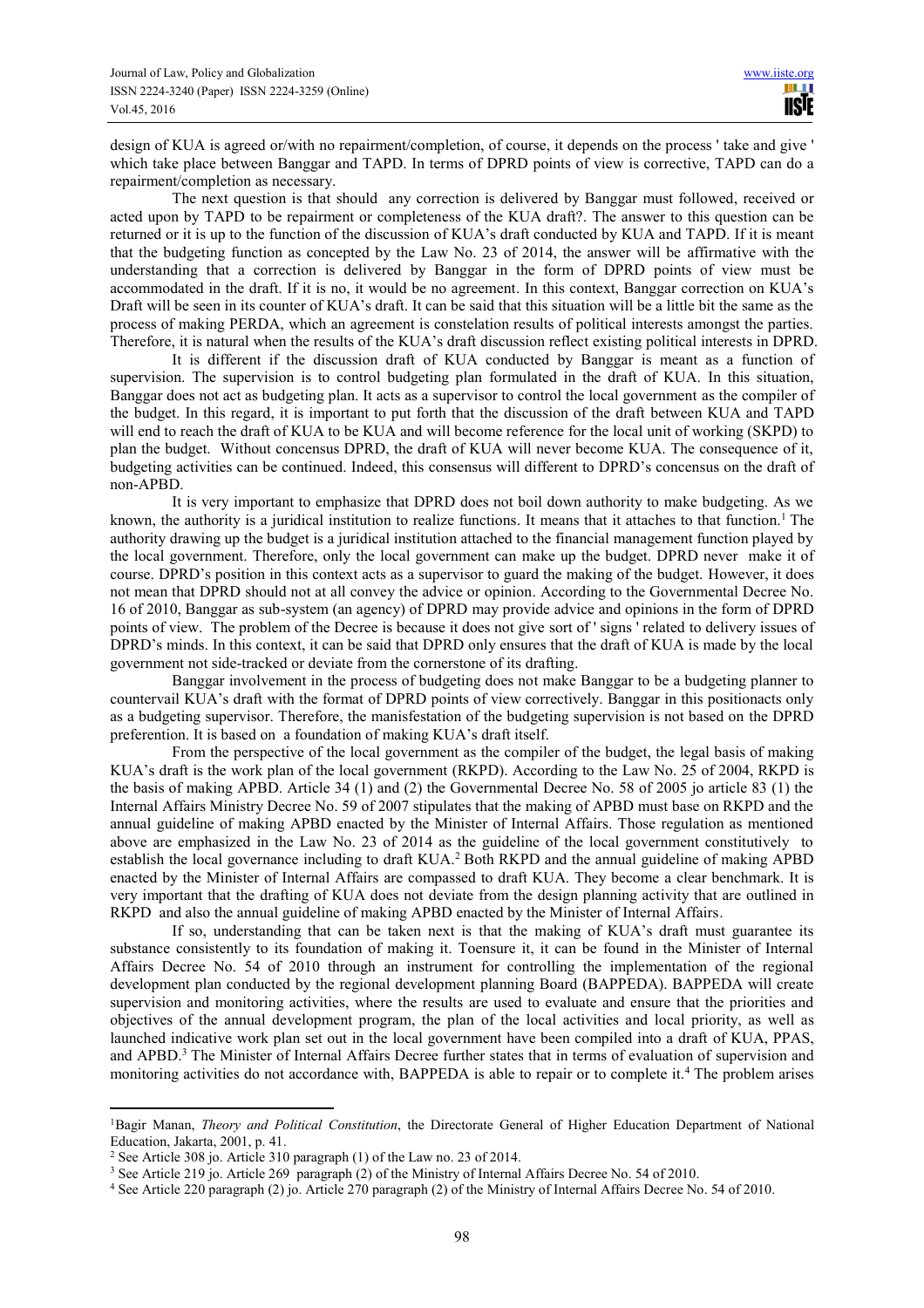design of KUA is agreed or/with no repairment/completion, of course, it depends on the process ' take and give ' which take place between Banggar and TAPD. In terms of DPRD points of view is corrective, TAPD can do a repairment/completion as necessary.

The next question is that should any correction is delivered by Banggar must followed, received or acted upon by TAPD to be repairment or completeness of the KUA draft?. The answer to this question can be returned or it is up to the function of the discussion of KUA's draft conducted by KUA and TAPD. If it is meant that the budgeting function as concepted by the Law No. 23 of 2014, the answer will be affirmative with the understanding that a correction is delivered by Banggar in the form of DPRD points of view must be accommodated in the draft. If it is no, it would be no agreement. In this context, Banggar correction on KUA's Draft will be seen in its counter of KUA's draft. It can be said that this situation will be a little bit the same as the process of making PERDA, which an agreement is constelation results of political interests amongst the parties. Therefore, it is natural when the results of the KUA's draft discussion reflect existing political interests in DPRD.

It is different if the discussion draft of KUA conducted by Banggar is meant as a function of supervision. The supervision is to control budgeting plan formulated in the draft of KUA. In this situation, Banggar does not act as budgeting plan. It acts as a supervisor to control the local government as the compiler of the budget. In this regard, it is important to put forth that the discussion of the draft between KUA and TAPD will end to reach the draft of KUA to be KUA and will become reference for the local unit of working (SKPD) to plan the budget. Without concensus DPRD, the draft of KUA will never become KUA. The consequence of it, budgeting activities can be continued. Indeed, this consensus will different to DPRD's concensus on the draft of non-APBD.

It is very important to emphasize that DPRD does not boil down authority to make budgeting. As we known, the authority is a juridical institution to realize functions. It means that it attaches to that function.[1] The authority drawing up the budget is a juridical institution attached to the financial management function played by the local government. Therefore, only the local government can make up the budget. DPRD never make it of course. DPRD's position in this context acts as a supervisor to guard the making of the budget. However, it does not mean that DPRD should not at all convey the advice or opinion. According to the Governmental Decree No. 16 of 2010, Banggar as sub-system (an agency) of DPRD may provide advice and opinions in the form of DPRD points of view. The problem of the Decree is because it does not give sort of ' signs ' related to delivery issues of DPRD's minds. In this context, it can be said that DPRD only ensures that the draft of KUA is made by the local government not side-tracked or deviate from the cornerstone of its drafting.

Banggar involvement in the process of budgeting does not make Banggar to be a budgeting planner to countervail KUA's draft with the format of DPRD points of view correctively. Banggar in this positionacts only as a budgeting supervisor. Therefore, the manisfestation of the budgeting supervision is not based on the DPRD preferention. It is based on a foundation of making KUA's draft itself.

From the perspective of the local government as the compiler of the budget, the legal basis of making KUA's draft is the work plan of the local government (RKPD). According to the Law No. 25 of 2004, RKPD is the basis of making APBD. Article 34 (1) and (2) the Governmental Decree No. 58 of 2005 jo article 83 (1) the Internal Affairs Ministry Decree No. 59 of 2007 stipulates that the making of APBD must base on RKPD and the annual guideline of making APBD enacted by the Minister of Internal Affairs. Those regulation as mentioned above are emphasized in the Law No. 23 of 2014 as the guideline of the local government constitutively to establish the local governance including to draft KUA.[2] Both RKPD and the annual guideline of making APBD enacted by the Minister of Internal Affairs are compassed to draft KUA. They become a clear benchmark. It is very important that the drafting of KUA does not deviate from the design planning activity that are outlined in RKPD and also the annual guideline of making APBD enacted by the Minister of Internal Affairs.

If so, understanding that can be taken next is that the making of KUA's draft must guarantee its substance consistently to its foundation of making it. Toensure it, it can be found in the Minister of Internal Affairs Decree No. 54 of 2010 through an instrument for controlling the implementation of the regional development plan conducted by the regional development planning Board (BAPPEDA). BAPPEDA will create supervision and monitoring activities, where the results are used to evaluate and ensure that the priorities and objectives of the annual development program, the plan of the local activities and local priority, as well as launched indicative work plan set out in the local government have been compiled into a draft of KUA, PPAS, and APBD.[3] The Minister of Internal Affairs Decree further states that in terms of evaluation of supervision and monitoring activities do not accordance with, BAPPEDA is able to repair or to complete it.[4] The problem arises

---

[1] Bagir Manan, *Theory and Political Constitution*, the Directorate General of Higher Education Department of National Education, Jakarta, 2001, p. 41.

[2] See Article 308 jo. Article 310 paragraph (1) of the Law no. 23 of 2014.

[3] See Article 219 jo. Article 269 paragraph (2) of the Ministry of Internal Affairs Decree No. 54 of 2010.

[4] See Article 220 paragraph (2) jo. Article 270 paragraph (2) of the Ministry of Internal Affairs Decree No. 54 of 2010.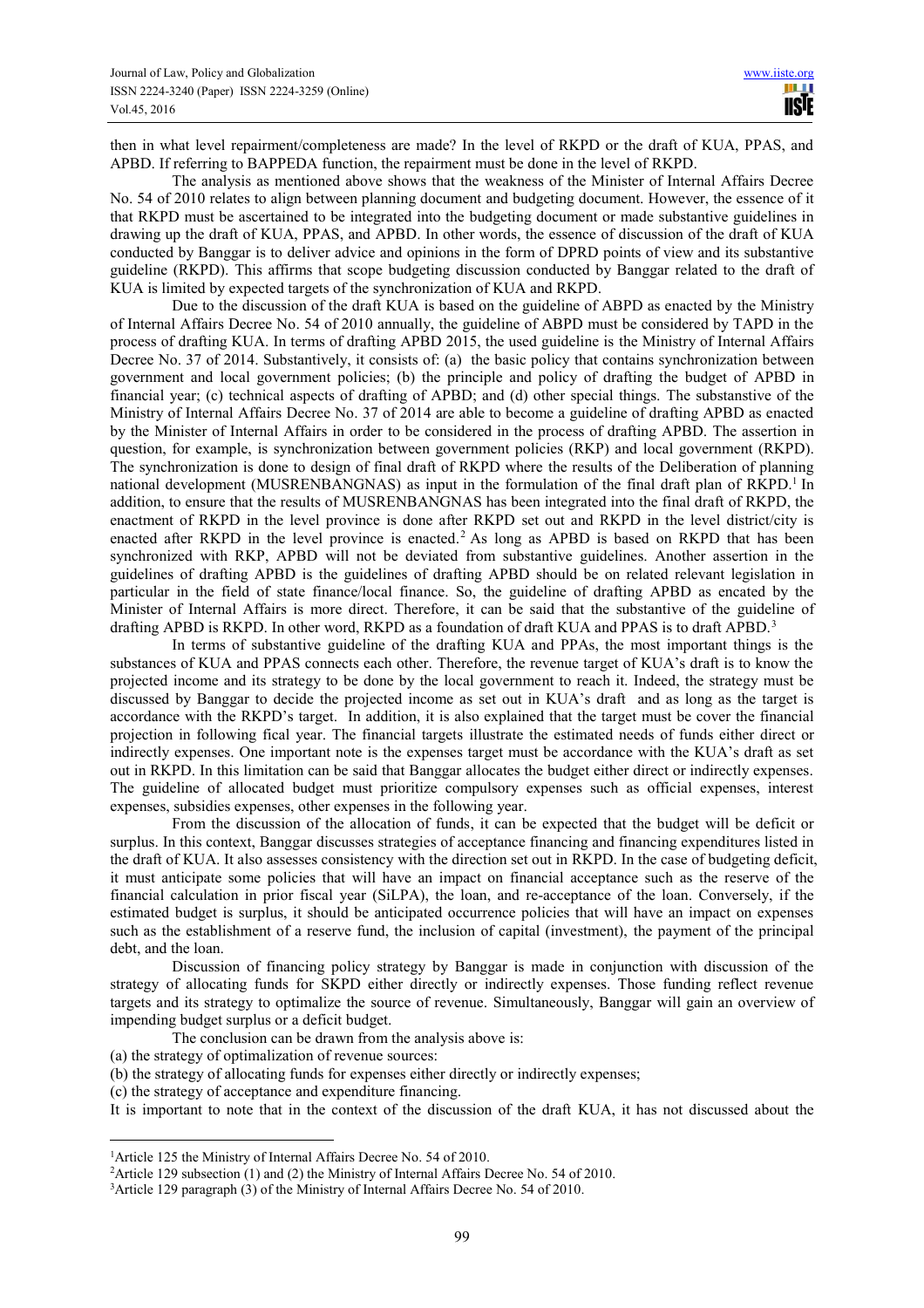then in what level repairment/completeness are made? In the level of RKPD or the draft of KUA, PPAS, and APBD. If referring to BAPPEDA function, the repairment must be done in the level of RKPD.

The analysis as mentioned above shows that the weakness of the Minister of Internal Affairs Decree No. 54 of 2010 relates to align between planning document and budgeting document. However, the essence of it that RKPD must be ascertained to be integrated into the budgeting document or made substantive guidelines in drawing up the draft of KUA, PPAS, and APBD. In other words, the essence of discussion of the draft of KUA conducted by Banggar is to deliver advice and opinions in the form of DPRD points of view and its substantive guideline (RKPD). This affirms that scope budgeting discussion conducted by Banggar related to the draft of KUA is limited by expected targets of the synchronization of KUA and RKPD.

Due to the discussion of the draft KUA is based on the guideline of ABPD as enacted by the Ministry of Internal Affairs Decree No. 54 of 2010 annually, the guideline of ABPD must be considered by TAPD in the process of drafting KUA. In terms of drafting APBD 2015, the used guideline is the Ministry of Internal Affairs Decree No. 37 of 2014. Substantively, it consists of: (a) the basic policy that contains synchronization between government and local government policies; (b) the principle and policy of drafting the budget of APBD in financial year; (c) technical aspects of drafting of APBD; and (d) other special things. The substanstive of the Ministry of Internal Affairs Decree No. 37 of 2014 are able to become a guideline of drafting APBD as enacted by the Minister of Internal Affairs in order to be considered in the process of drafting APBD. The assertion in question, for example, is synchronization between government policies (RKP) and local government (RKPD). The synchronization is done to design of final draft of RKPD where the results of the Deliberation of planning national development (MUSRENBANGNAS) as input in the formulation of the final draft plan of RKPD.[1] In addition, to ensure that the results of MUSRENBANGNAS has been integrated into the final draft of RKPD, the enactment of RKPD in the level province is done after RKPD set out and RKPD in the level district/city is enacted after RKPD in the level province is enacted.[2] As long as APBD is based on RKPD that has been synchronized with RKP, APBD will not be deviated from substantive guidelines. Another assertion in the guidelines of drafting APBD is the guidelines of drafting APBD should be on related relevant legislation in particular in the field of state finance/local finance. So, the guideline of drafting APBD as encted by the Minister of Internal Affairs is more direct. Therefore, it can be said that the substantive of the guideline of drafting APBD is RKPD. In other word, RKPD as a foundation of draft KUA and PPAS is to draft APBD.[3]

In terms of substantive guideline of the drafting KUA and PPAs, the most important things is the substances of KUA and PPAS connects each other. Therefore, the revenue target of KUA's draft is to know the projected income and its strategy to be done by the local government to reach it. Indeed, the strategy must be discussed by Banggar to decide the projected income as set out in KUA's draft and as long as the target is accordance with the RKPD's target. In addition, it is also explained that the target must be cover the financial projection in following fical year. The financial targets illustrate the estimated needs of funds either direct or indirectly expenses. One important note is the expenses target must be accordance with the KUA's draft as set out in RKPD. In this limitation can be said that Banggar allocates the budget either direct or indirectly expenses. The guideline of allocated budget must prioritize compulsory expenses such as official expenses, interest expenses, subsidies expenses, other expenses in the following year.

From the discussion of the allocation of funds, it can be expected that the budget will be deficit or surplus. In this context, Banggar discusses strategies of acceptance financing and financing expenditures listed in the draft of KUA. It also assesses consistency with the direction set out in RKPD. In the case of budgeting deficit, it must anticipate some policies that will have an impact on financial acceptance such as the reserve of the financial calculation in prior fiscal year (SiLPA), the loan, and re-acceptance of the loan. Conversely, if the estimated budget is surplus, it should be anticipated occurrence policies that will have an impact on expenses such as the establishment of a reserve fund, the inclusion of capital (investment), the payment of the principal debt, and the loan.

Discussion of financing policy strategy by Banggar is made in conjunction with discussion of the strategy of allocating funds for SKPD either directly or indirectly expenses. Those funding reflect revenue targets and its strategy to optimalize the source of revenue. Simultaneously, Banggar will gain an overview of impending budget surplus or a deficit budget.

The conclusion can be drawn from the analysis above is:

(a) the strategy of optimalization of revenue sources:
(b) the strategy of allocating funds for expenses either directly or indirectly expenses;
(c) the strategy of acceptance and expenditure financing.

It is important to note that in the context of the discussion of the draft KUA, it has not discussed about the

---

[1]Article 125 the Ministry of Internal Affairs Decree No. 54 of 2010.

[2]Article 129 subsection (1) and (2) the Ministry of Internal Affairs Decree No. 54 of 2010.

[3]Article 129 paragraph (3) of the Ministry of Internal Affairs Decree No. 54 of 2010.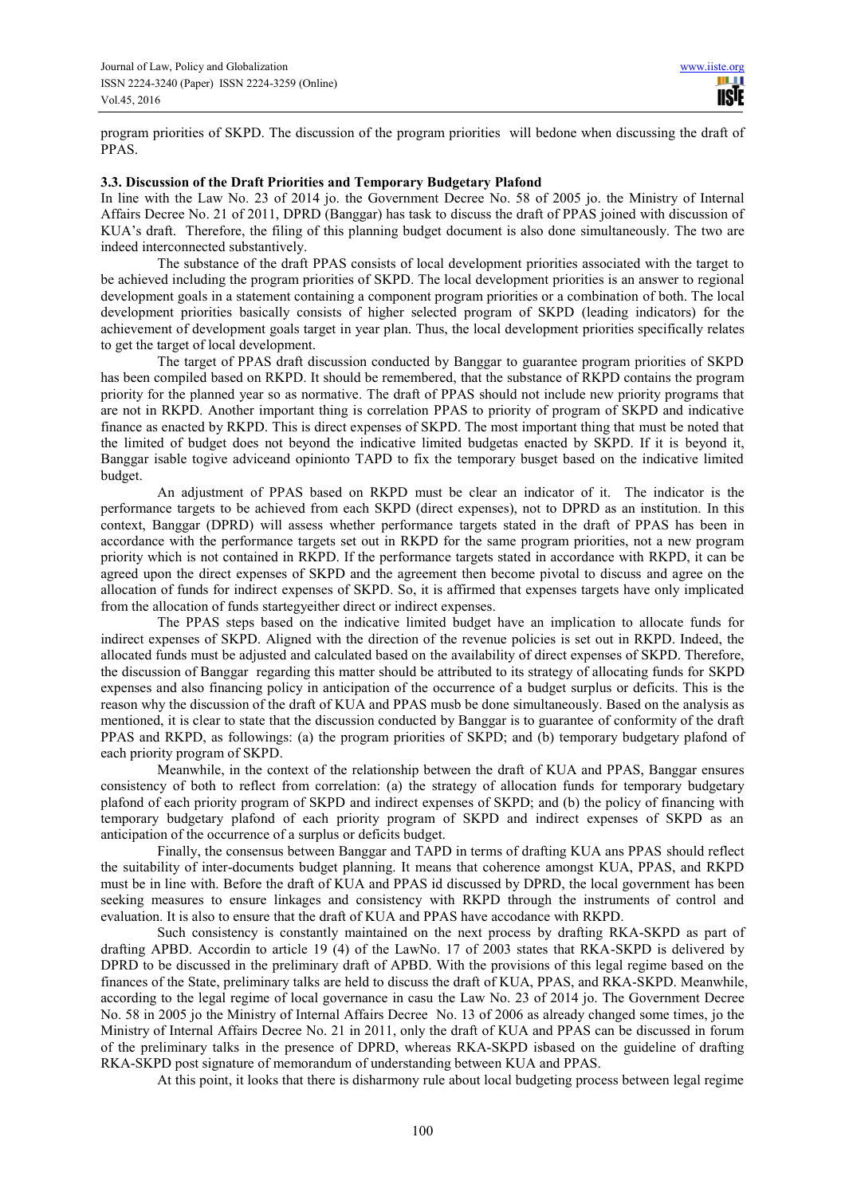program priorities of SKPD. The discussion of the program priorities will bedone when discussing the draft of PPAS.

### 3.3. Discussion of the Draft Priorities and Temporary Budgetary Plafond

In line with the Law No. 23 of 2014 jo. the Government Decree No. 58 of 2005 jo. the Ministry of Internal Affairs Decree No. 21 of 2011, DPRD (Banggar) has task to discuss the draft of PPAS joined with discussion of KUA's draft. Therefore, the filing of this planning budget document is also done simultaneously. The two are indeed interconnected substantively.

The substance of the draft PPAS consists of local development priorities associated with the target to be achieved including the program priorities of SKPD. The local development priorities is an answer to regional development goals in a statement containing a component program priorities or a combination of both. The local development priorities basically consists of higher selected program of SKPD (leading indicators) for the achievement of development goals target in year plan. Thus, the local development priorities specifically relates to get the target of local development.

The target of PPAS draft discussion conducted by Banggar to guarantee program priorities of SKPD has been compiled based on RKPD. It should be remembered, that the substance of RKPD contains the program priority for the planned year so as normative. The draft of PPAS should not include new priority programs that are not in RKPD. Another important thing is correlation PPAS to priority of program of SKPD and indicative finance as enacted by RKPD. This is direct expenses of SKPD. The most important thing that must be noted that the limited of budget does not beyond the indicative limited budgetas enacted by SKPD. If it is beyond it, Banggar isable togive adviceand opinionto TAPD to fix the temporary busget based on the indicative limited budget.

An adjustment of PPAS based on RKPD must be clear an indicator of it. The indicator is the performance targets to be achieved from each SKPD (direct expenses), not to DPRD as an institution. In this context, Banggar (DPRD) will assess whether performance targets stated in the draft of PPAS has been in accordance with the performance targets set out in RKPD for the same program priorities, not a new program priority which is not contained in RKPD. If the performance targets stated in accordance with RKPD, it can be agreed upon the direct expenses of SKPD and the agreement then become pivotal to discuss and agree on the allocation of funds for indirect expenses of SKPD. So, it is affirmed that expenses targets have only implicated from the allocation of funds startegyeither direct or indirect expenses.

The PPAS steps based on the indicative limited budget have an implication to allocate funds for indirect expenses of SKPD. Aligned with the direction of the revenue policies is set out in RKPD. Indeed, the allocated funds must be adjusted and calculated based on the availability of direct expenses of SKPD. Therefore, the discussion of Banggar regarding this matter should be attributed to its strategy of allocating funds for SKPD expenses and also financing policy in anticipation of the occurrence of a budget surplus or deficits. This is the reason why the discussion of the draft of KUA and PPAS musb be done simultaneously. Based on the analysis as mentioned, it is clear to state that the discussion conducted by Banggar is to guarantee of conformity of the draft PPAS and RKPD, as followings: (a) the program priorities of SKPD; and (b) temporary budgetary plafond of each priority program of SKPD.

Meanwhile, in the context of the relationship between the draft of KUA and PPAS, Banggar ensures consistency of both to reflect from correlation: (a) the strategy of allocation funds for temporary budgetary plafond of each priority program of SKPD and indirect expenses of SKPD; and (b) the policy of financing with temporary budgetary plafond of each priority program of SKPD and indirect expenses of SKPD as an anticipation of the occurrence of a surplus or deficits budget.

Finally, the consensus between Banggar and TAPD in terms of drafting KUA ans PPAS should reflect the suitability of inter-documents budget planning. It means that coherence amongst KUA, PPAS, and RKPD must be in line with. Before the draft of KUA and PPAS id discussed by DPRD, the local government has been seeking measures to ensure linkages and consistency with RKPD through the instruments of control and evaluation. It is also to ensure that the draft of KUA and PPAS have accodance with RKPD.

Such consistency is constantly maintained on the next process by drafting RKA-SKPD as part of drafting APBD. Accordin to article 19 (4) of the LawNo. 17 of 2003 states that RKA-SKPD is delivered by DPRD to be discussed in the preliminary draft of APBD. With the provisions of this legal regime based on the finances of the State, preliminary talks are held to discuss the draft of KUA, PPAS, and RKA-SKPD. Meanwhile, according to the legal regime of local governance in casu the Law No. 23 of 2014 jo. The Government Decree No. 58 in 2005 jo the Ministry of Internal Affairs Decree No. 13 of 2006 as already changed some times, jo the Ministry of Internal Affairs Decree No. 21 in 2011, only the draft of KUA and PPAS can be discussed in forum of the preliminary talks in the presence of DPRD, whereas RKA-SKPD isbased on the guideline of drafting RKA-SKPD post signature of memorandum of understanding between KUA and PPAS.

At this point, it looks that there is disharmony rule about local budgeting process between legal regime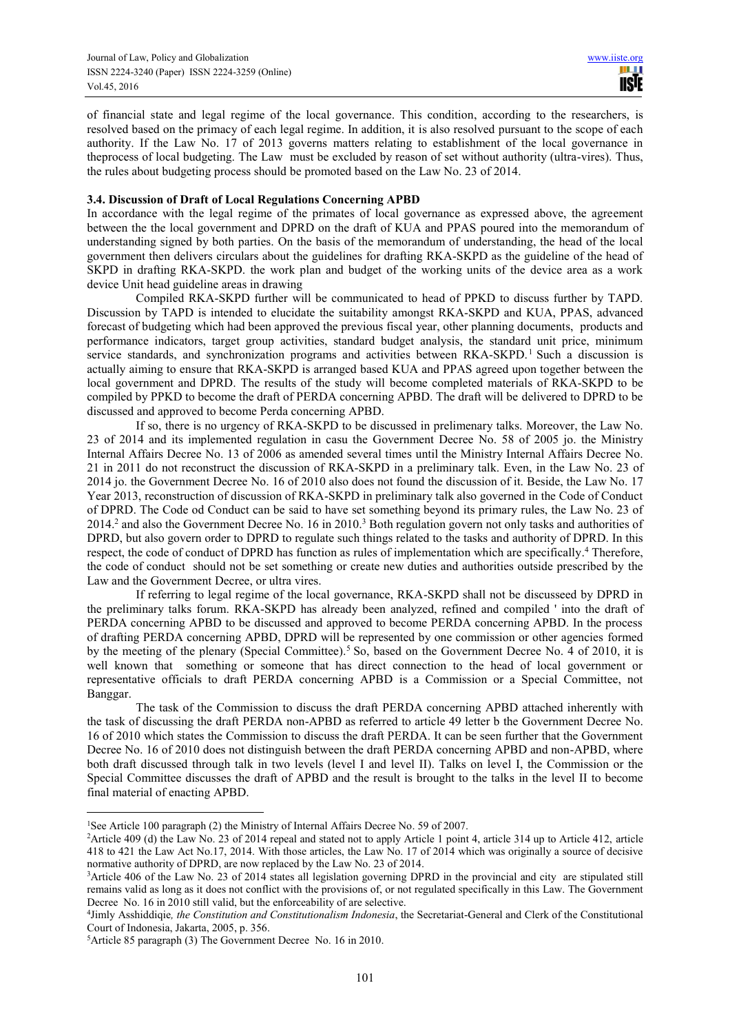of financial state and legal regime of the local governance. This condition, according to the researchers, is resolved based on the primacy of each legal regime. In addition, it is also resolved pursuant to the scope of each authority. If the Law No. 17 of 2013 governs matters relating to establishment of the local governance in theprocess of local budgeting. The Law must be excluded by reason of set without authority (ultra-vires). Thus, the rules about budgeting process should be promoted based on the Law No. 23 of 2014.

### 3.4. Discussion of Draft of Local Regulations Concerning APBD

In accordance with the legal regime of the primates of local governance as expressed above, the agreement between the the local government and DPRD on the draft of KUA and PPAS poured into the memorandum of understanding signed by both parties. On the basis of the memorandum of understanding, the head of the local government then delivers circulars about the guidelines for drafting RKA-SKPD as the guideline of the head of SKPD in drafting RKA-SKPD. the work plan and budget of the working units of the device area as a work device Unit head guideline areas in drawing

Compiled RKA-SKPD further will be communicated to head of PPKD to discuss further by TAPD. Discussion by TAPD is intended to elucidate the suitability amongst RKA-SKPD and KUA, PPAS, advanced forecast of budgeting which had been approved the previous fiscal year, other planning documents, products and performance indicators, target group activities, standard budget analysis, the standard unit price, minimum service standards, and synchronization programs and activities between RKA-SKPD.[1] Such a discussion is actually aiming to ensure that RKA-SKPD is arranged based KUA and PPAS agreed upon together between the local government and DPRD. The results of the study will become completed materials of RKA-SKPD to be compiled by PPKD to become the draft of PERDA concerning APBD. The draft will be delivered to DPRD to be discussed and approved to become Perda concerning APBD.

If so, there is no urgency of RKA-SKPD to be discussed in prelimenary talks. Moreover, the Law No. 23 of 2014 and its implemented regulation in casu the Government Decree No. 58 of 2005 jo. the Ministry Internal Affairs Decree No. 13 of 2006 as amended several times until the Ministry Internal Affairs Decree No. 21 in 2011 do not reconstruct the discussion of RKA-SKPD in a preliminary talk. Even, in the Law No. 23 of 2014 jo. the Government Decree No. 16 of 2010 also does not found the discussion of it. Beside, the Law No. 17 Year 2013, reconstruction of discussion of RKA-SKPD in preliminary talk also governed in the Code of Conduct of DPRD. The Code od Conduct can be said to have set something beyond its primary rules, the Law No. 23 of 2014.[2] and also the Government Decree No. 16 in 2010.[3] Both regulation govern not only tasks and authorities of DPRD, but also govern order to DPRD to regulate such things related to the tasks and authority of DPRD. In this respect, the code of conduct of DPRD has function as rules of implementation which are specifically.[4] Therefore, the code of conduct should not be set something or create new duties and authorities outside prescribed by the Law and the Government Decree, or ultra vires.

If referring to legal regime of the local governance, RKA-SKPD shall not be discusseed by DPRD in the preliminary talks forum. RKA-SKPD has already been analyzed, refined and compiled ' into the draft of PERDA concerning APBD to be discussed and approved to become PERDA concerning APBD. In the process of drafting PERDA concerning APBD, DPRD will be represented by one commission or other agencies formed by the meeting of the plenary (Special Committee).[5] So, based on the Government Decree No. 4 of 2010, it is well known that something or someone that has direct connection to the head of local government or representative officials to draft PERDA concerning APBD is a Commission or a Special Committee, not Banggar.

The task of the Commission to discuss the draft PERDA concerning APBD attached inherently with the task of discussing the draft PERDA non-APBD as referred to article 49 letter b the Government Decree No. 16 of 2010 which states the Commission to discuss the draft PERDA. It can be seen further that the Government Decree No. 16 of 2010 does not distinguish between the draft PERDA concerning APBD and non-APBD, where both draft discussed through talk in two levels (level I and level II). Talks on level I, the Commission or the Special Committee discusses the draft of APBD and the result is brought to the talks in the level II to become final material of enacting APBD.

---

[1] See Article 100 paragraph (2) the Ministry of Internal Affairs Decree No. 59 of 2007.

[2] Article 409 (d) the Law No. 23 of 2014 repeal and stated not to apply Article 1 point 4, article 314 up to Article 412, article 418 to 421 the Law Act No.17, 2014. With those articles, the Law No. 17 of 2014 which was originally a source of decisive normative authority of DPRD, are now replaced by the Law No. 23 of 2014.

[3] Article 406 of the Law No. 23 of 2014 states all legislation governing DPRD in the provincial and city are stipulated still remains valid as long as it does not conflict with the provisions of, or not regulated specifically in this Law. The Government Decree No. 16 in 2010 still valid, but the enforceability of are selective.

[4] Jimly Asshiddiqie*, the Constitution and Constitutionalism Indonesia*, the Secretariat-General and Clerk of the Constitutional Court of Indonesia, Jakarta, 2005, p. 356.

[5] Article 85 paragraph (3) The Government Decree No. 16 in 2010.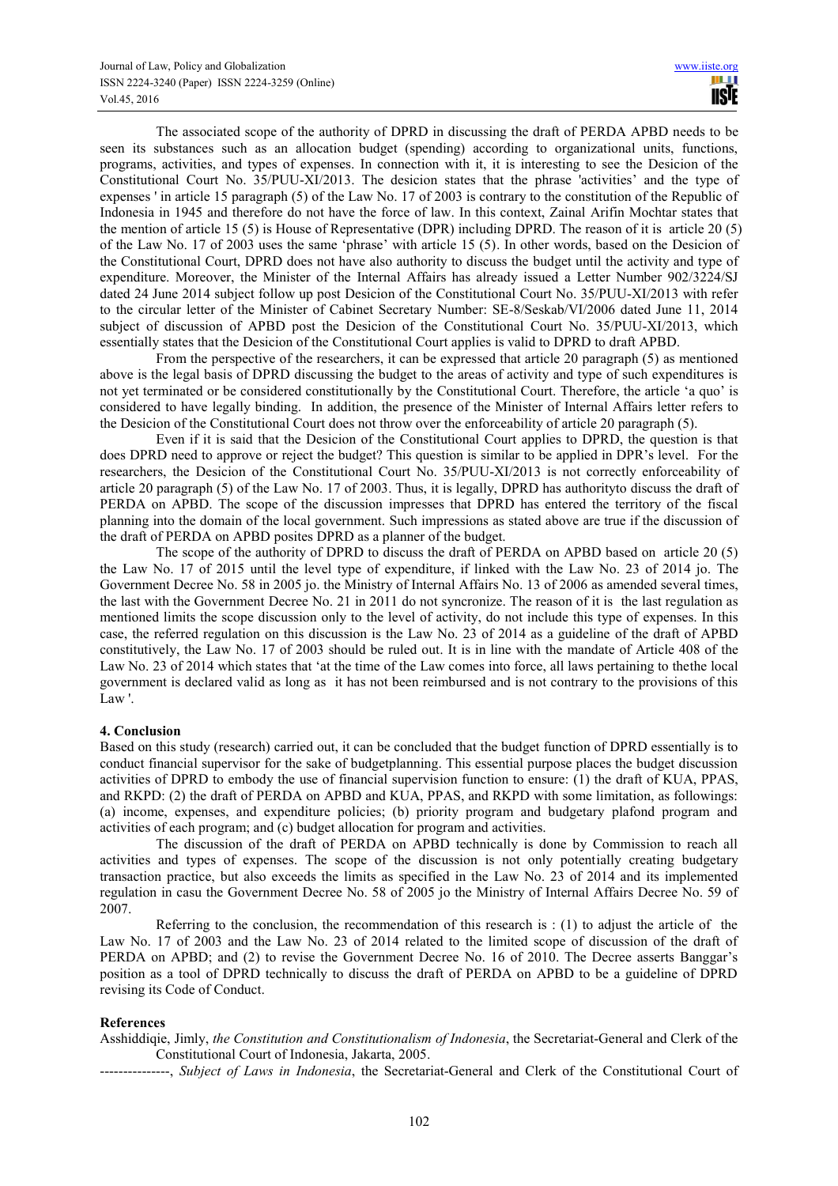The associated scope of the authority of DPRD in discussing the draft of PERDA APBD needs to be seen its substances such as an allocation budget (spending) according to organizational units, functions, programs, activities, and types of expenses. In connection with it, it is interesting to see the Desicion of the Constitutional Court No. 35/PUU-XI/2013. The desicion states that the phrase 'activities' and the type of expenses ' in article 15 paragraph (5) of the Law No. 17 of 2003 is contrary to the constitution of the Republic of Indonesia in 1945 and therefore do not have the force of law. In this context, Zainal Arifin Mochtar states that the mention of article 15 (5) is House of Representative (DPR) including DPRD. The reason of it is article 20 (5) of the Law No. 17 of 2003 uses the same 'phrase' with article 15 (5). In other words, based on the Desicion of the Constitutional Court, DPRD does not have also authority to discuss the budget until the activity and type of expenditure. Moreover, the Minister of the Internal Affairs has already issued a Letter Number 902/3224/SJ dated 24 June 2014 subject follow up post Desicion of the Constitutional Court No. 35/PUU-XI/2013 with refer to the circular letter of the Minister of Cabinet Secretary Number: SE-8/Seskab/VI/2006 dated June 11, 2014 subject of discussion of APBD post the Desicion of the Constitutional Court No. 35/PUU-XI/2013, which essentially states that the Desicion of the Constitutional Court applies is valid to DPRD to draft APBD.

From the perspective of the researchers, it can be expressed that article 20 paragraph (5) as mentioned above is the legal basis of DPRD discussing the budget to the areas of activity and type of such expenditures is not yet terminated or be considered constitutionally by the Constitutional Court. Therefore, the article 'a quo' is considered to have legally binding. In addition, the presence of the Minister of Internal Affairs letter refers to the Desicion of the Constitutional Court does not throw over the enforceability of article 20 paragraph (5).

Even if it is said that the Desicion of the Constitutional Court applies to DPRD, the question is that does DPRD need to approve or reject the budget? This question is similar to be applied in DPR's level. For the researchers, the Desicion of the Constitutional Court No. 35/PUU-XI/2013 is not correctly enforceability of article 20 paragraph (5) of the Law No. 17 of 2003. Thus, it is legally, DPRD has authorityto discuss the draft of PERDA on APBD. The scope of the discussion impresses that DPRD has entered the territory of the fiscal planning into the domain of the local government. Such impressions as stated above are true if the discussion of the draft of PERDA on APBD posites DPRD as a planner of the budget.

The scope of the authority of DPRD to discuss the draft of PERDA on APBD based on article 20 (5) the Law No. 17 of 2015 until the level type of expenditure, if linked with the Law No. 23 of 2014 jo. The Government Decree No. 58 in 2005 jo. the Ministry of Internal Affairs No. 13 of 2006 as amended several times, the last with the Government Decree No. 21 in 2011 do not syncronize. The reason of it is the last regulation as mentioned limits the scope discussion only to the level of activity, do not include this type of expenses. In this case, the referred regulation on this discussion is the Law No. 23 of 2014 as a guideline of the draft of APBD constitutively, the Law No. 17 of 2003 should be ruled out. It is in line with the mandate of Article 408 of the Law No. 23 of 2014 which states that 'at the time of the Law comes into force, all laws pertaining to thethe local government is declared valid as long as it has not been reimbursed and is not contrary to the provisions of this Law '.

## 4. Conclusion

Based on this study (research) carried out, it can be concluded that the budget function of DPRD essentially is to conduct financial supervisor for the sake of budgetplanning. This essential purpose places the budget discussion activities of DPRD to embody the use of financial supervision function to ensure: (1) the draft of KUA, PPAS, and RKPD: (2) the draft of PERDA on APBD and KUA, PPAS, and RKPD with some limitation, as followings: (a) income, expenses, and expenditure policies; (b) priority program and budgetary plafond program and activities of each program; and (c) budget allocation for program and activities.

The discussion of the draft of PERDA on APBD technically is done by Commission to reach all activities and types of expenses. The scope of the discussion is not only potentially creating budgetary transaction practice, but also exceeds the limits as specified in the Law No. 23 of 2014 and its implemented regulation in casu the Government Decree No. 58 of 2005 jo the Ministry of Internal Affairs Decree No. 59 of 2007.

Referring to the conclusion, the recommendation of this research is : (1) to adjust the article of the Law No. 17 of 2003 and the Law No. 23 of 2014 related to the limited scope of discussion of the draft of PERDA on APBD; and (2) to revise the Government Decree No. 16 of 2010. The Decree asserts Banggar's position as a tool of DPRD technically to discuss the draft of PERDA on APBD to be a guideline of DPRD revising its Code of Conduct.

## References

Asshiddiqie, Jimly, *the Constitution and Constitutionalism of Indonesia*, the Secretariat-General and Clerk of the Constitutional Court of Indonesia, Jakarta, 2005.

---------------, *Subject of Laws in Indonesia*, the Secretariat-General and Clerk of the Constitutional Court of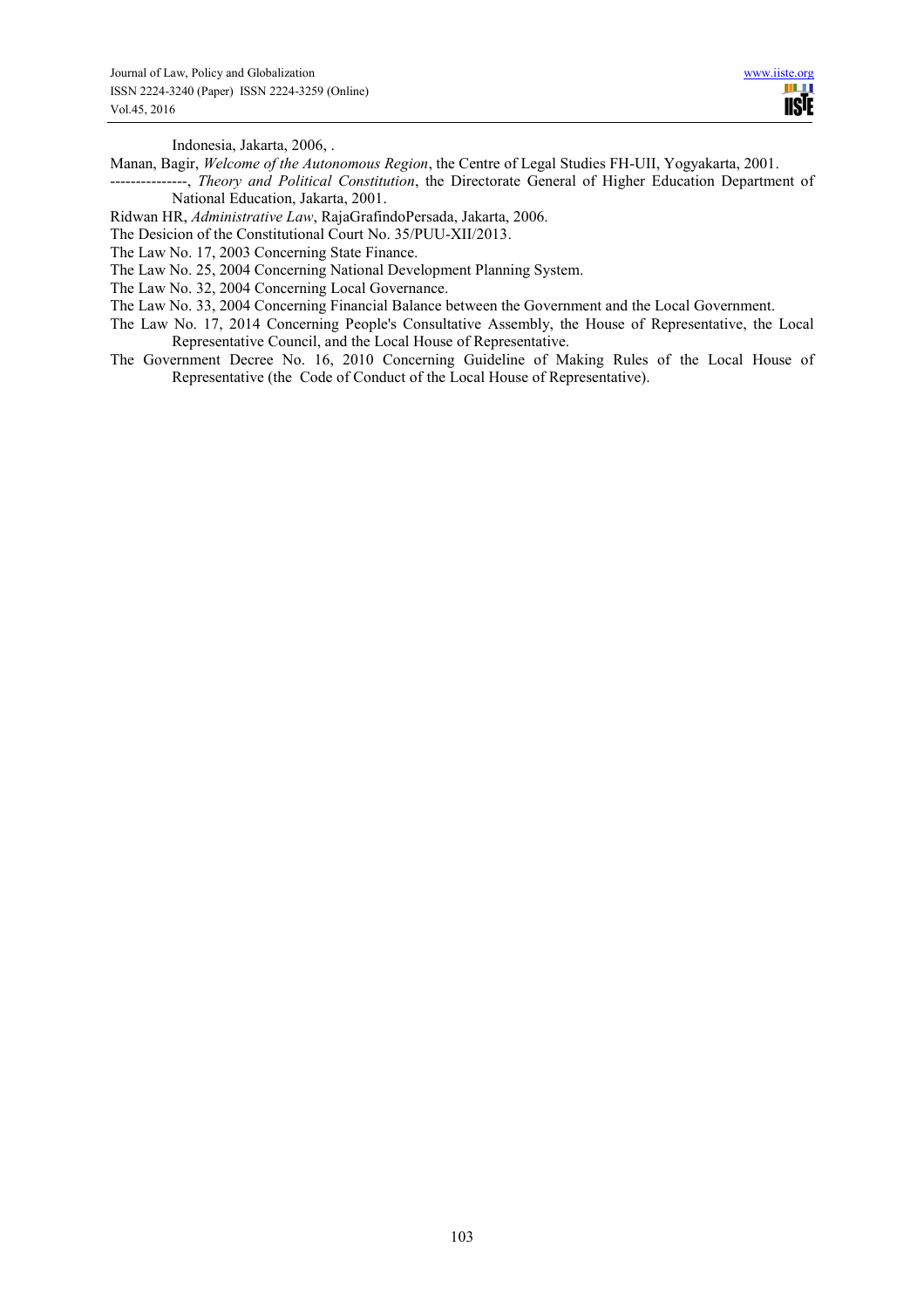Indonesia, Jakarta, 2006, .

Manan, Bagir, *Welcome of the Autonomous Region*, the Centre of Legal Studies FH-UII, Yogyakarta, 2001.

---------------, *Theory and Political Constitution*, the Directorate General of Higher Education Department of National Education, Jakarta, 2001.

Ridwan HR, *Administrative Law*, RajaGrafindoPersada, Jakarta, 2006.

The Desicion of the Constitutional Court No. 35/PUU-XII/2013.

The Law No. 17, 2003 Concerning State Finance.

The Law No. 25, 2004 Concerning National Development Planning System.

The Law No. 32, 2004 Concerning Local Governance.

The Law No. 33, 2004 Concerning Financial Balance between the Government and the Local Government.

The Law No. 17, 2014 Concerning People's Consultative Assembly, the House of Representative, the Local Representative Council, and the Local House of Representative.

The Government Decree No. 16, 2010 Concerning Guideline of Making Rules of the Local House of Representative (the Code of Conduct of the Local House of Representative).